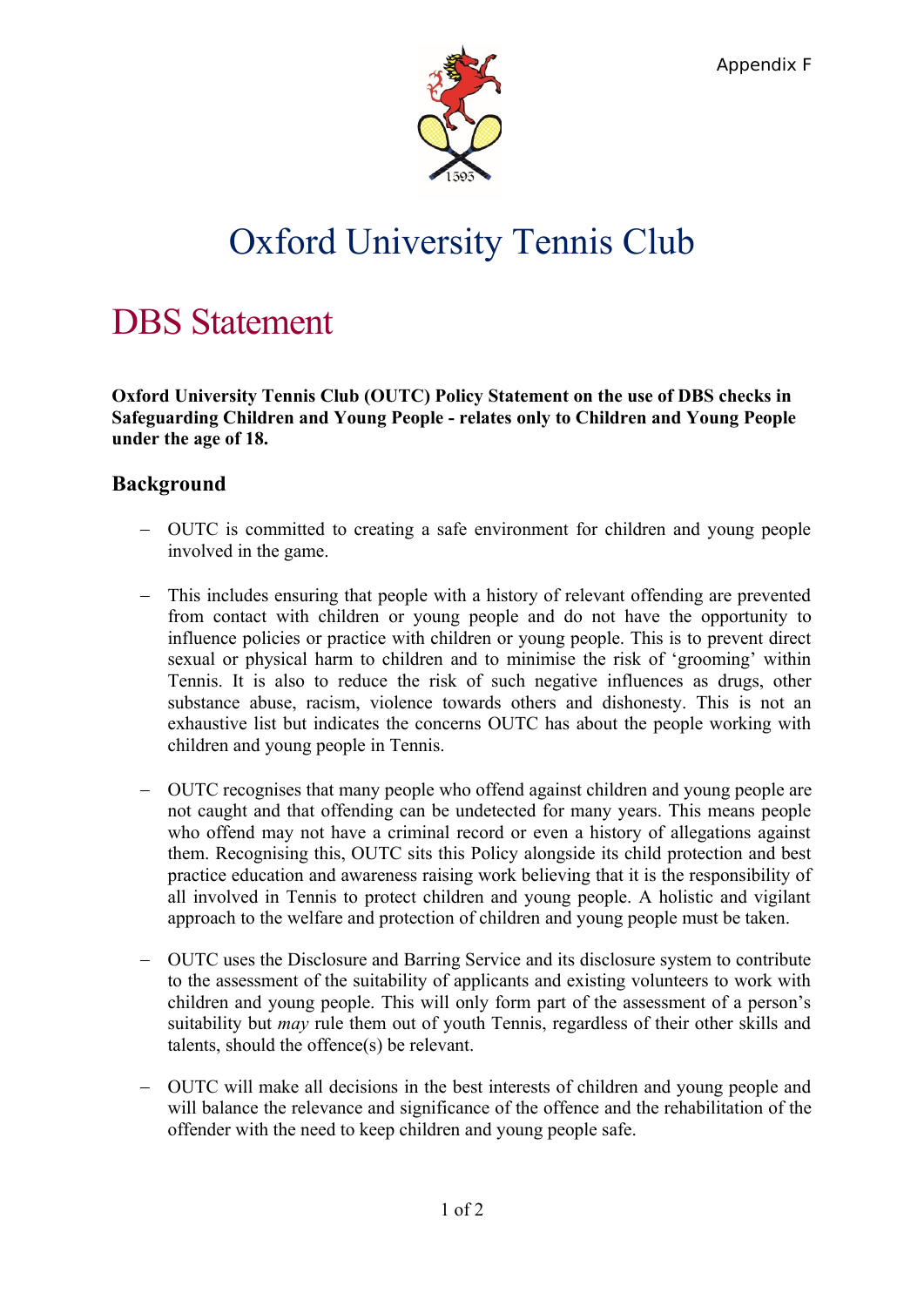Appendix F

# Oxford University Tennis Club

## DBS Statement

**Oxford University Tennis Club (OUTC) Policy Statement on the use of DBS checks in Safeguarding Children and Young People - relates only to Children and Young People under the age of 18.**

### Background

- OUTC is committed to creating a safe environment for children and young people involved in the game.

- This includes ensuring that people with a history of relevant offending are prevented from contact with children or young people and do not have the opportunity to influence policies or practice with children or young people. This is to prevent direct sexual or physical harm to children and to minimise the risk of 'grooming' within Tennis. It is also to reduce the risk of such negative influences as drugs, other substance abuse, racism, violence towards others and dishonesty. This is not an exhaustive list but indicates the concerns OUTC has about the people working with children and young people in Tennis.

- OUTC recognises that many people who offend against children and young people are not caught and that offending can be undetected for many years. This means people who offend may not have a criminal record or even a history of allegations against them. Recognising this, OUTC sits this Policy alongside its child protection and best practice education and awareness raising work believing that it is the responsibility of all involved in Tennis to protect children and young people. A holistic and vigilant approach to the welfare and protection of children and young people must be taken.

- OUTC uses the Disclosure and Barring Service and its disclosure system to contribute to the assessment of the suitability of applicants and existing volunteers to work with children and young people. This will only form part of the assessment of a person's suitability but *may* rule them out of youth Tennis, regardless of their other skills and talents, should the offence(s) be relevant.

- OUTC will make all decisions in the best interests of children and young people and will balance the relevance and significance of the offence and the rehabilitation of the offender with the need to keep children and young people safe.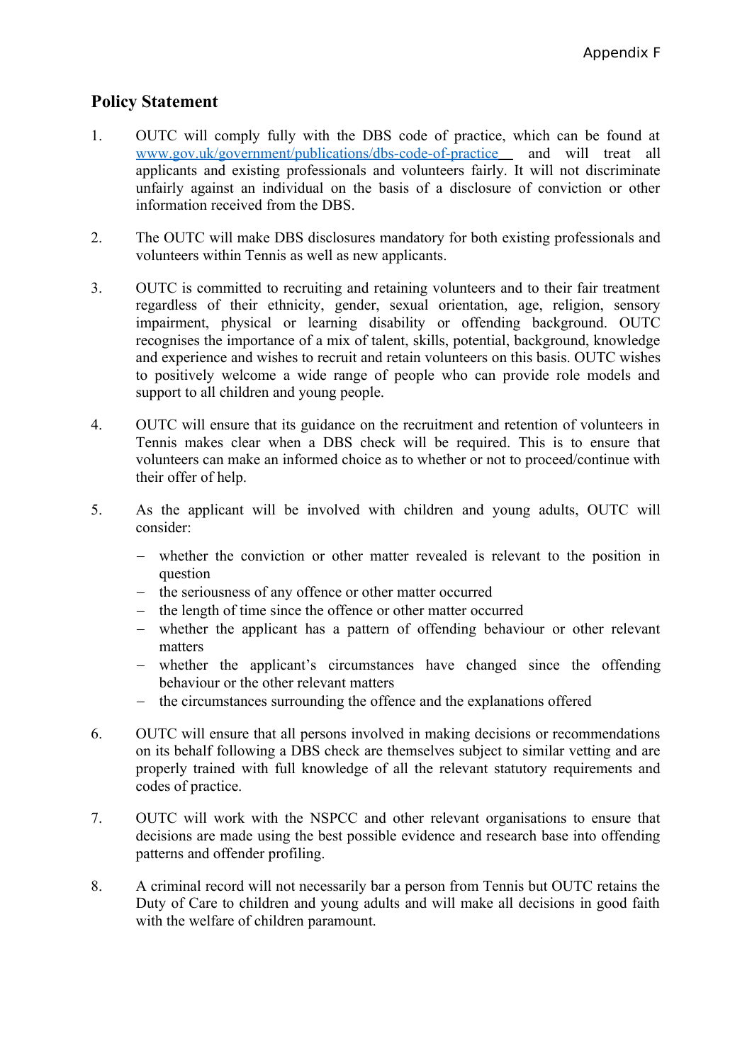Appendix F

## Policy Statement

1. OUTC will comply fully with the DBS code of practice, which can be found at [www.gov.uk/government/publications/dbs-code-of-practice](www.gov.uk/government/publications/dbs-code-of-practice) and will treat all applicants and existing professionals and volunteers fairly. It will not discriminate unfairly against an individual on the basis of a disclosure of conviction or other information received from the DBS.

2. The OUTC will make DBS disclosures mandatory for both existing professionals and volunteers within Tennis as well as new applicants.

3. OUTC is committed to recruiting and retaining volunteers and to their fair treatment regardless of their ethnicity, gender, sexual orientation, age, religion, sensory impairment, physical or learning disability or offending background. OUTC recognises the importance of a mix of talent, skills, potential, background, knowledge and experience and wishes to recruit and retain volunteers on this basis. OUTC wishes to positively welcome a wide range of people who can provide role models and support to all children and young people.

4. OUTC will ensure that its guidance on the recruitment and retention of volunteers in Tennis makes clear when a DBS check will be required. This is to ensure that volunteers can make an informed choice as to whether or not to proceed/continue with their offer of help.

5. As the applicant will be involved with children and young adults, OUTC will consider:

   - whether the conviction or other matter revealed is relevant to the position in question
   - the seriousness of any offence or other matter occurred
   - the length of time since the offence or other matter occurred
   - whether the applicant has a pattern of offending behaviour or other relevant matters
   - whether the applicant's circumstances have changed since the offending behaviour or the other relevant matters
   - the circumstances surrounding the offence and the explanations offered

6. OUTC will ensure that all persons involved in making decisions or recommendations on its behalf following a DBS check are themselves subject to similar vetting and are properly trained with full knowledge of all the relevant statutory requirements and codes of practice.

7. OUTC will work with the NSPCC and other relevant organisations to ensure that decisions are made using the best possible evidence and research base into offending patterns and offender profiling.

8. A criminal record will not necessarily bar a person from Tennis but OUTC retains the Duty of Care to children and young adults and will make all decisions in good faith with the welfare of children paramount.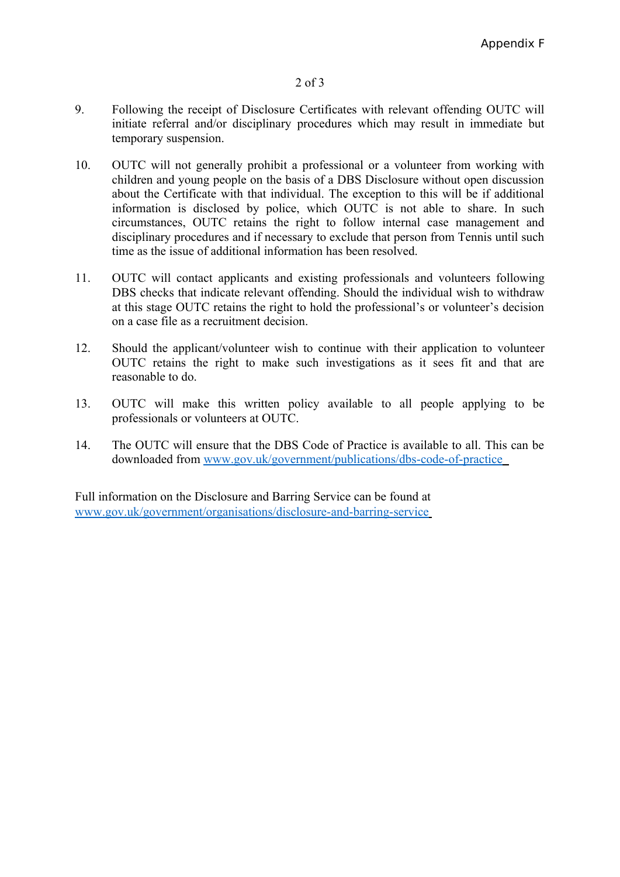9. Following the receipt of Disclosure Certificates with relevant offending OUTC will initiate referral and/or disciplinary procedures which may result in immediate but temporary suspension.

10. OUTC will not generally prohibit a professional or a volunteer from working with children and young people on the basis of a DBS Disclosure without open discussion about the Certificate with that individual. The exception to this will be if additional information is disclosed by police, which OUTC is not able to share. In such circumstances, OUTC retains the right to follow internal case management and disciplinary procedures and if necessary to exclude that person from Tennis until such time as the issue of additional information has been resolved.

11. OUTC will contact applicants and existing professionals and volunteers following DBS checks that indicate relevant offending. Should the individual wish to withdraw at this stage OUTC retains the right to hold the professional's or volunteer's decision on a case file as a recruitment decision.

12. Should the applicant/volunteer wish to continue with their application to volunteer OUTC retains the right to make such investigations as it sees fit and that are reasonable to do.

13. OUTC will make this written policy available to all people applying to be professionals or volunteers at OUTC.

14. The OUTC will ensure that the DBS Code of Practice is available to all. This can be downloaded from [www.gov.uk/government/publications/dbs-code-of-practice](www.gov.uk/government/publications/dbs-code-of-practice)

Full information on the Disclosure and Barring Service can be found at [www.gov.uk/government/organisations/disclosure-and-barring-service](www.gov.uk/government/organisations/disclosure-and-barring-service)